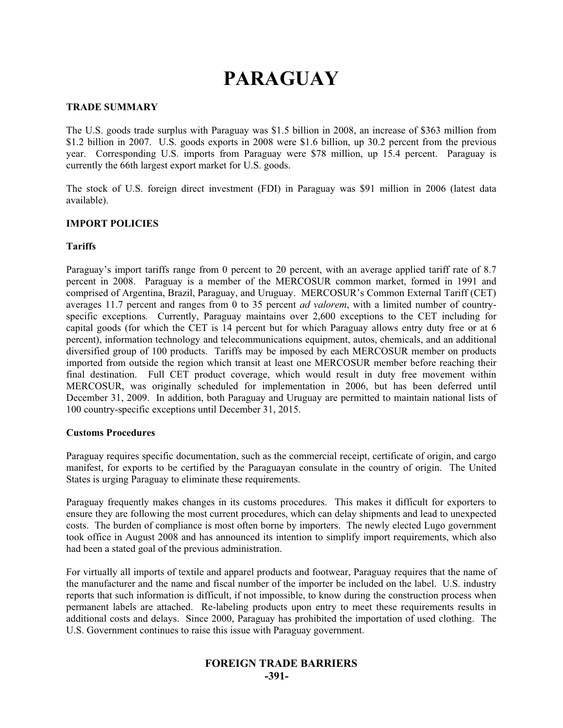# PARAGUAY

## TRADE SUMMARY

The U.S. goods trade surplus with Paraguay was $1.5 billion in 2008, an increase of $363 million from $1.2 billion in 2007. U.S. goods exports in 2008 were $1.6 billion, up 30.2 percent from the previous year. Corresponding U.S. imports from Paraguay were $78 million, up 15.4 percent. Paraguay is currently the 66th largest export market for U.S. goods.

The stock of U.S. foreign direct investment (FDI) in Paraguay was $91 million in 2006 (latest data available).

## IMPORT POLICIES

### Tariffs

Paraguay's import tariffs range from 0 percent to 20 percent, with an average applied tariff rate of 8.7 percent in 2008. Paraguay is a member of the MERCOSUR common market, formed in 1991 and comprised of Argentina, Brazil, Paraguay, and Uruguay. MERCOSUR's Common External Tariff (CET) averages 11.7 percent and ranges from 0 to 35 percent *ad valorem*, with a limited number of country-specific exceptions. Currently, Paraguay maintains over 2,600 exceptions to the CET including for capital goods (for which the CET is 14 percent but for which Paraguay allows entry duty free or at 6 percent), information technology and telecommunications equipment, autos, chemicals, and an additional diversified group of 100 products. Tariffs may be imposed by each MERCOSUR member on products imported from outside the region which transit at least one MERCOSUR member before reaching their final destination. Full CET product coverage, which would result in duty free movement within MERCOSUR, was originally scheduled for implementation in 2006, but has been deferred until December 31, 2009. In addition, both Paraguay and Uruguay are permitted to maintain national lists of 100 country-specific exceptions until December 31, 2015.

### Customs Procedures

Paraguay requires specific documentation, such as the commercial receipt, certificate of origin, and cargo manifest, for exports to be certified by the Paraguayan consulate in the country of origin. The United States is urging Paraguay to eliminate these requirements.

Paraguay frequently makes changes in its customs procedures. This makes it difficult for exporters to ensure they are following the most current procedures, which can delay shipments and lead to unexpected costs. The burden of compliance is most often borne by importers. The newly elected Lugo government took office in August 2008 and has announced its intention to simplify import requirements, which also had been a stated goal of the previous administration.

For virtually all imports of textile and apparel products and footwear, Paraguay requires that the name of the manufacturer and the name and fiscal number of the importer be included on the label. U.S. industry reports that such information is difficult, if not impossible, to know during the construction process when permanent labels are attached. Re-labeling products upon entry to meet these requirements results in additional costs and delays. Since 2000, Paraguay has prohibited the importation of used clothing. The U.S. Government continues to raise this issue with Paraguay government.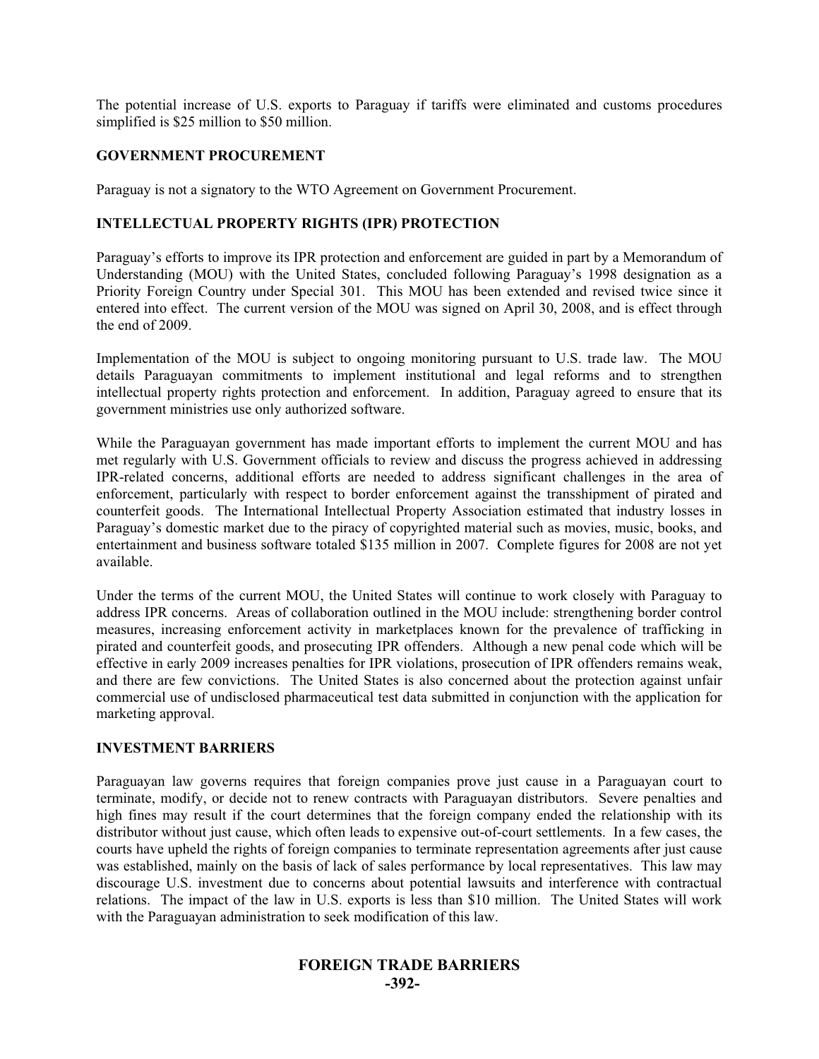The potential increase of U.S. exports to Paraguay if tariffs were eliminated and customs procedures simplified is $25 million to $50 million.

## GOVERNMENT PROCUREMENT

Paraguay is not a signatory to the WTO Agreement on Government Procurement.

## INTELLECTUAL PROPERTY RIGHTS (IPR) PROTECTION

Paraguay's efforts to improve its IPR protection and enforcement are guided in part by a Memorandum of Understanding (MOU) with the United States, concluded following Paraguay's 1998 designation as a Priority Foreign Country under Special 301. This MOU has been extended and revised twice since it entered into effect. The current version of the MOU was signed on April 30, 2008, and is effect through the end of 2009.

Implementation of the MOU is subject to ongoing monitoring pursuant to U.S. trade law. The MOU details Paraguayan commitments to implement institutional and legal reforms and to strengthen intellectual property rights protection and enforcement. In addition, Paraguay agreed to ensure that its government ministries use only authorized software.

While the Paraguayan government has made important efforts to implement the current MOU and has met regularly with U.S. Government officials to review and discuss the progress achieved in addressing IPR-related concerns, additional efforts are needed to address significant challenges in the area of enforcement, particularly with respect to border enforcement against the transshipment of pirated and counterfeit goods. The International Intellectual Property Association estimated that industry losses in Paraguay's domestic market due to the piracy of copyrighted material such as movies, music, books, and entertainment and business software totaled $135 million in 2007. Complete figures for 2008 are not yet available.

Under the terms of the current MOU, the United States will continue to work closely with Paraguay to address IPR concerns. Areas of collaboration outlined in the MOU include: strengthening border control measures, increasing enforcement activity in marketplaces known for the prevalence of trafficking in pirated and counterfeit goods, and prosecuting IPR offenders. Although a new penal code which will be effective in early 2009 increases penalties for IPR violations, prosecution of IPR offenders remains weak, and there are few convictions. The United States is also concerned about the protection against unfair commercial use of undisclosed pharmaceutical test data submitted in conjunction with the application for marketing approval.

## INVESTMENT BARRIERS

Paraguayan law governs requires that foreign companies prove just cause in a Paraguayan court to terminate, modify, or decide not to renew contracts with Paraguayan distributors. Severe penalties and high fines may result if the court determines that the foreign company ended the relationship with its distributor without just cause, which often leads to expensive out-of-court settlements. In a few cases, the courts have upheld the rights of foreign companies to terminate representation agreements after just cause was established, mainly on the basis of lack of sales performance by local representatives. This law may discourage U.S. investment due to concerns about potential lawsuits and interference with contractual relations. The impact of the law in U.S. exports is less than $10 million. The United States will work with the Paraguayan administration to seek modification of this law.